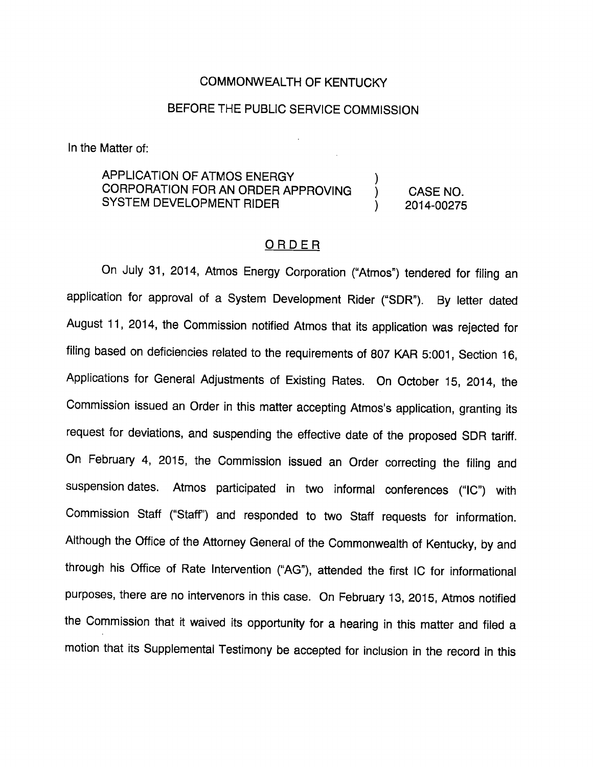COMMONWEALTH OF KENTUCKY

BEFORE THE PUBLIC SERVICE COMMISSION

In the Matter of:

| | | |
|---|---|---|
| APPLICATION OF ATMOS ENERGY CORPORATION FOR AN ORDER APPROVING SYSTEM DEVELOPMENT RIDER | ) ) ) | CASE NO. 2014-00275 |

## ORDER

On July 31, 2014, Atmos Energy Corporation ("Atmos") tendered for filing an application for approval of a System Development Rider ("SDR"). By letter dated August 11, 2014, the Commission notified Atmos that its application was rejected for filing based on deficiencies related to the requirements of 807 KAR 5:001, Section 16, Applications for General Adjustments of Existing Rates. On October 15, 2014, the Commission issued an Order in this matter accepting Atmos's application, granting its request for deviations, and suspending the effective date of the proposed SDR tariff. On February 4, 2015, the Commission issued an Order correcting the filing and suspension dates. Atmos participated in two informal conferences ("IC") with Commission Staff ("Staff") and responded to two Staff requests for information. Although the Office of the Attorney General of the Commonwealth of Kentucky, by and through his Office of Rate Intervention ("AG"), attended the first IC for informational purposes, there are no intervenors in this case. On February 13, 2015, Atmos notified the Commission that it waived its opportunity for a hearing in this matter and filed a motion that its Supplemental Testimony be accepted for inclusion in the record in this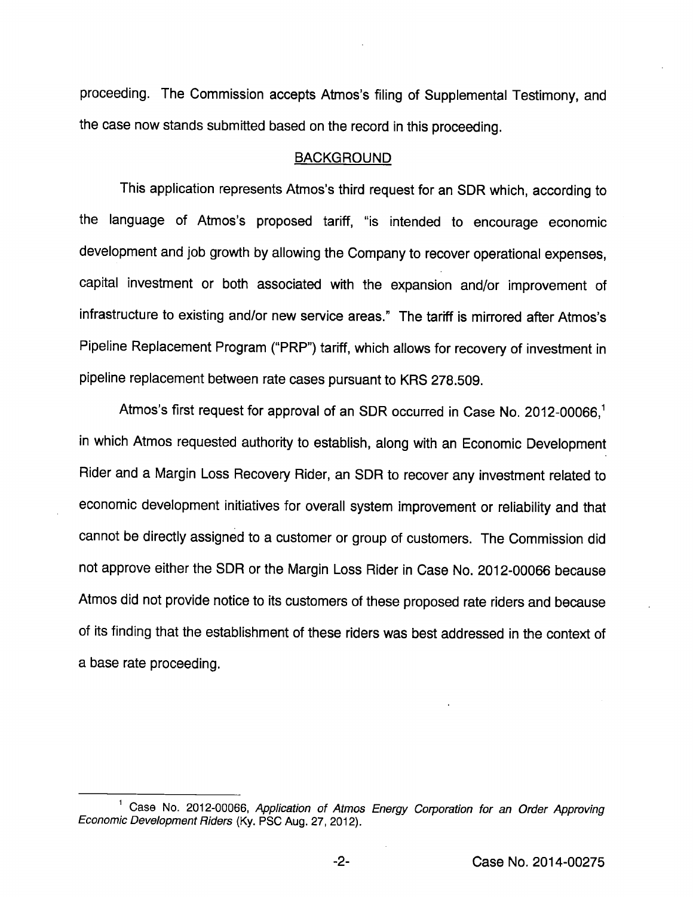proceeding. The Commission accepts Atmos's filing of Supplemental Testimony, and the case now stands submitted based on the record in this proceeding.

## BACKGROUND

This application represents Atmos's third request for an SDR which, according to the language of Atmos's proposed tariff, "is intended to encourage economic development and job growth by allowing the Company to recover operational expenses, capital investment or both associated with the expansion and/or improvement of infrastructure to existing and/or new service areas." The tariff is mirrored after Atmos's Pipeline Replacement Program ("PRP") tariff, which allows for recovery of investment in pipeline replacement between rate cases pursuant to KRS 278.509.

Atmos's first request for approval of an SDR occurred in Case No. 2012-00066,[1] in which Atmos requested authority to establish, along with an Economic Development Rider and a Margin Loss Recovery Rider, an SDR to recover any investment related to economic development initiatives for overall system improvement or reliability and that cannot be directly assigned to a customer or group of customers. The Commission did not approve either the SDR or the Margin Loss Rider in Case No. 2012-00066 because Atmos did not provide notice to its customers of these proposed rate riders and because of its finding that the establishment of these riders was best addressed in the context of a base rate proceeding.

---

[1] Case No. 2012-00066, *Application of Atmos Energy Corporation for an Order Approving Economic Development Riders* (Ky. PSC Aug. 27, 2012).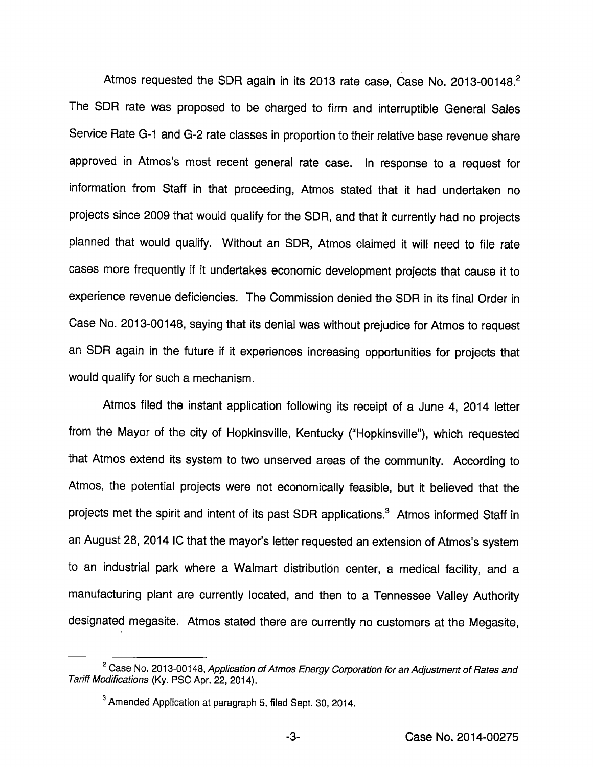Atmos requested the SDR again in its 2013 rate case, Case No. 2013-00148.[2] The SDR rate was proposed to be charged to firm and interruptible General Sales Service Rate G-1 and G-2 rate classes in proportion to their relative base revenue share approved in Atmos's most recent general rate case. In response to a request for information from Staff in that proceeding, Atmos stated that it had undertaken no projects since 2009 that would qualify for the SDR, and that it currently had no projects planned that would qualify. Without an SDR, Atmos claimed it will need to file rate cases more frequently if it undertakes economic development projects that cause it to experience revenue deficiencies. The Commission denied the SDR in its final Order in Case No. 2013-00148, saying that its denial was without prejudice for Atmos to request an SDR again in the future if it experiences increasing opportunities for projects that would qualify for such a mechanism.

Atmos filed the instant application following its receipt of a June 4, 2014 letter from the Mayor of the city of Hopkinsville, Kentucky ("Hopkinsville"), which requested that Atmos extend its system to two unserved areas of the community. According to Atmos, the potential projects were not economically feasible, but it believed that the projects met the spirit and intent of its past SDR applications.[3] Atmos informed Staff in an August 28, 2014 IC that the mayor's letter requested an extension of Atmos's system to an industrial park where a Walmart distribution center, a medical facility, and a manufacturing plant are currently located, and then to a Tennessee Valley Authority designated megasite. Atmos stated there are currently no customers at the Megasite,

---

[2] Case No. 2013-00148, *Application of Atmos Energy Corporation for an Adjustment of Rates and Tariff Modifications* (Ky. PSC Apr. 22, 2014).

[3] Amended Application at paragraph 5, filed Sept. 30, 2014.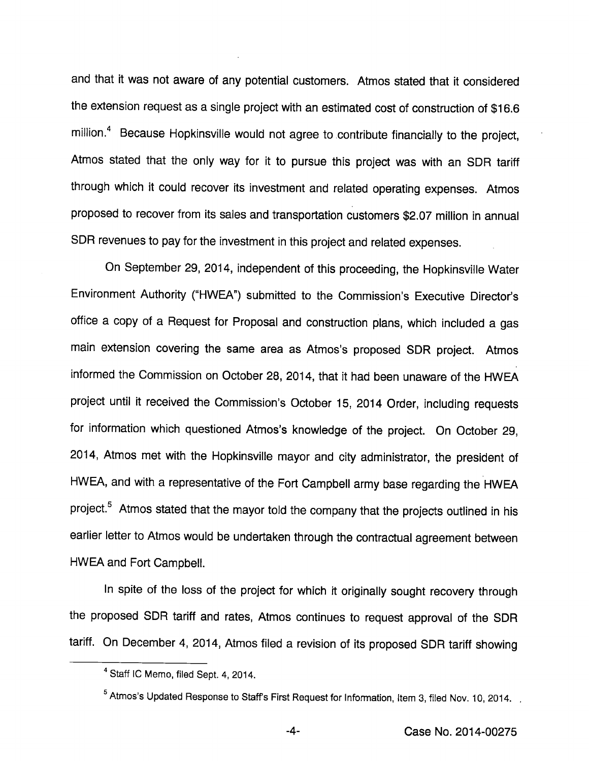and that it was not aware of any potential customers. Atmos stated that it considered the extension request as a single project with an estimated cost of construction of $16.6 million.[4] Because Hopkinsville would not agree to contribute financially to the project, Atmos stated that the only way for it to pursue this project was with an SDR tariff through which it could recover its investment and related operating expenses. Atmos proposed to recover from its sales and transportation customers $2.07 million in annual SDR revenues to pay for the investment in this project and related expenses.

On September 29, 2014, independent of this proceeding, the Hopkinsville Water Environment Authority ("HWEA") submitted to the Commission's Executive Director's office a copy of a Request for Proposal and construction plans, which included a gas main extension covering the same area as Atmos's proposed SDR project. Atmos informed the Commission on October 28, 2014, that it had been unaware of the HWEA project until it received the Commission's October 15, 2014 Order, including requests for information which questioned Atmos's knowledge of the project. On October 29, 2014, Atmos met with the Hopkinsville mayor and city administrator, the president of HWEA, and with a representative of the Fort Campbell army base regarding the HWEA project.[5] Atmos stated that the mayor told the company that the projects outlined in his earlier letter to Atmos would be undertaken through the contractual agreement between HWEA and Fort Campbell.

In spite of the loss of the project for which it originally sought recovery through the proposed SDR tariff and rates, Atmos continues to request approval of the SDR tariff. On December 4, 2014, Atmos filed a revision of its proposed SDR tariff showing

[4] Staff IC Memo, filed Sept. 4, 2014.

[5] Atmos's Updated Response to Staff's First Request for Information, Item 3, filed Nov. 10, 2014.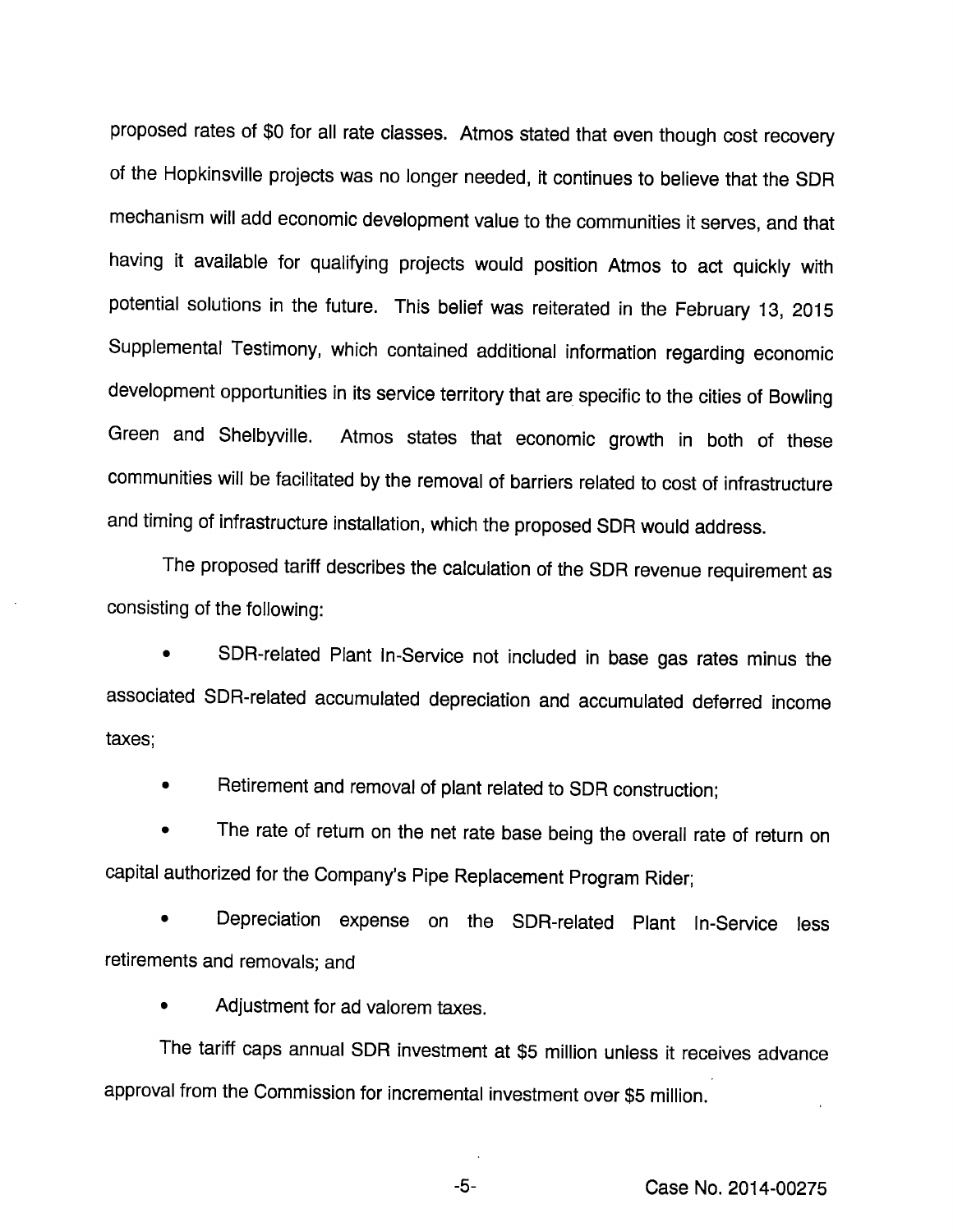proposed rates of $0 for all rate classes. Atmos stated that even though cost recovery of the Hopkinsville projects was no longer needed, it continues to believe that the SDR mechanism will add economic development value to the communities it serves, and that having it available for qualifying projects would position Atmos to act quickly with potential solutions in the future. This belief was reiterated in the February 13, 2015 Supplemental Testimony, which contained additional information regarding economic development opportunities in its service territory that are specific to the cities of Bowling Green and Shelbyville. Atmos states that economic growth in both of these communities will be facilitated by the removal of barriers related to cost of infrastructure and timing of infrastructure installation, which the proposed SDR would address.

The proposed tariff describes the calculation of the SDR revenue requirement as consisting of the following:

- SDR-related Plant In-Service not included in base gas rates minus the associated SDR-related accumulated depreciation and accumulated deferred income taxes;
- Retirement and removal of plant related to SDR construction;
- The rate of return on the net rate base being the overall rate of return on capital authorized for the Company's Pipe Replacement Program Rider;
- Depreciation expense on the SDR-related Plant In-Service less retirements and removals; and
- Adjustment for ad valorem taxes.

The tariff caps annual SDR investment at $5 million unless it receives advance approval from the Commission for incremental investment over $5 million.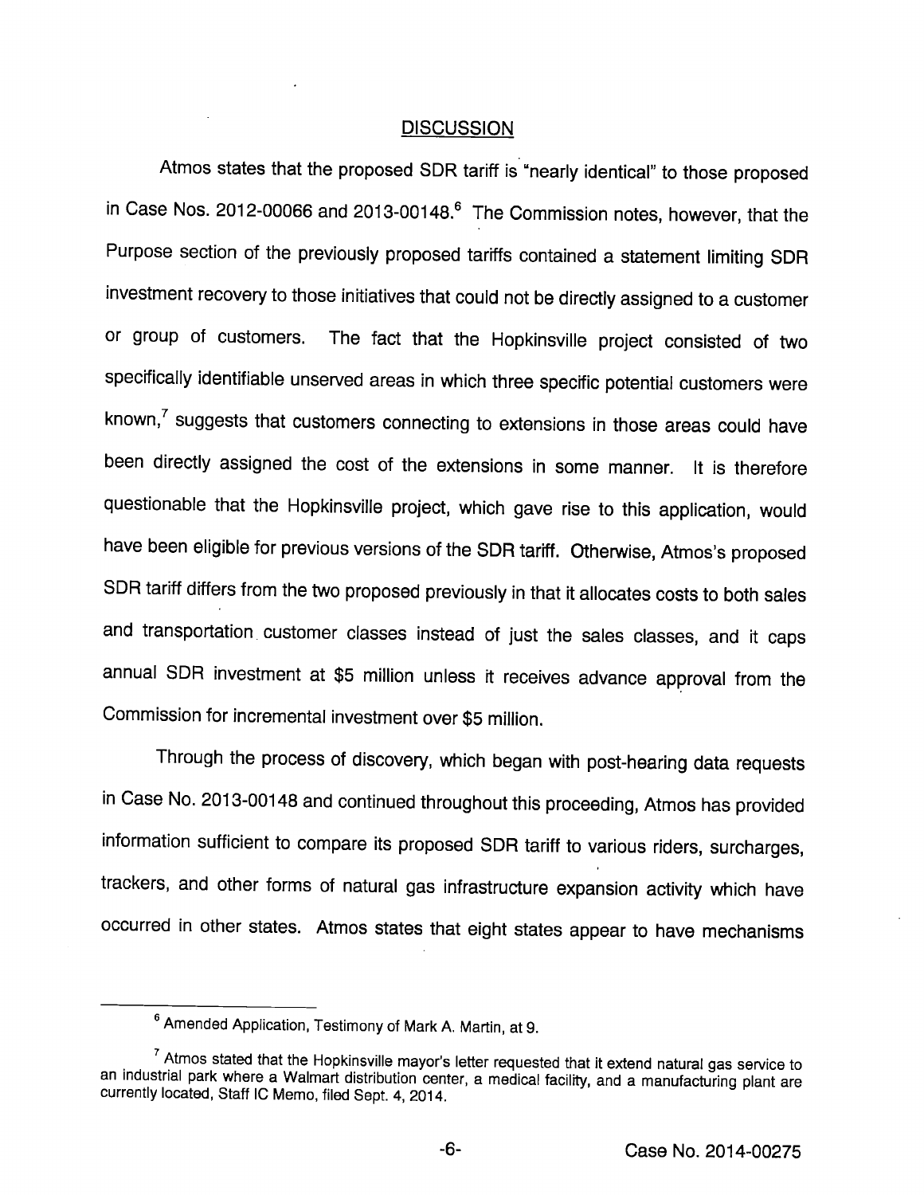## DISCUSSION

Atmos states that the proposed SDR tariff is "nearly identical" to those proposed in Case Nos. 2012-00066 and 2013-00148.[6] The Commission notes, however, that the Purpose section of the previously proposed tariffs contained a statement limiting SDR investment recovery to those initiatives that could not be directly assigned to a customer or group of customers. The fact that the Hopkinsville project consisted of two specifically identifiable unserved areas in which three specific potential customers were known,[7] suggests that customers connecting to extensions in those areas could have been directly assigned the cost of the extensions in some manner. It is therefore questionable that the Hopkinsville project, which gave rise to this application, would have been eligible for previous versions of the SDR tariff. Otherwise, Atmos's proposed SDR tariff differs from the two proposed previously in that it allocates costs to both sales and transportation customer classes instead of just the sales classes, and it caps annual SDR investment at $5 million unless it receives advance approval from the Commission for incremental investment over $5 million.

Through the process of discovery, which began with post-hearing data requests in Case No. 2013-00148 and continued throughout this proceeding, Atmos has provided information sufficient to compare its proposed SDR tariff to various riders, surcharges, trackers, and other forms of natural gas infrastructure expansion activity which have occurred in other states. Atmos states that eight states appear to have mechanisms

---

[6] Amended Application, Testimony of Mark A. Martin, at 9.

[7] Atmos stated that the Hopkinsville mayor's letter requested that it extend natural gas service to an industrial park where a Walmart distribution center, a medical facility, and a manufacturing plant are currently located, Staff IC Memo, filed Sept. 4, 2014.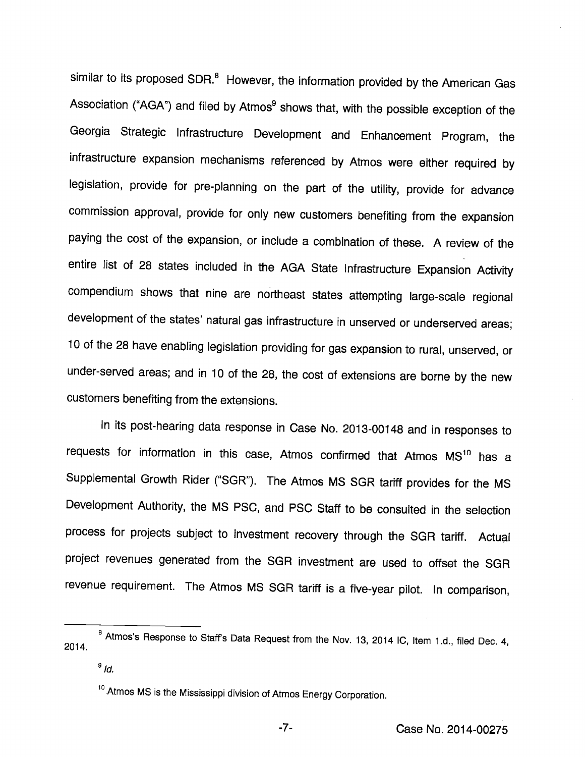similar to its proposed SDR.[8] However, the information provided by the American Gas Association ("AGA") and filed by Atmos[9] shows that, with the possible exception of the Georgia Strategic Infrastructure Development and Enhancement Program, the infrastructure expansion mechanisms referenced by Atmos were either required by legislation, provide for pre-planning on the part of the utility, provide for advance commission approval, provide for only new customers benefiting from the expansion paying the cost of the expansion, or include a combination of these. A review of the entire list of 28 states included in the AGA State Infrastructure Expansion Activity compendium shows that nine are northeast states attempting large-scale regional development of the states' natural gas infrastructure in unserved or underserved areas; 10 of the 28 have enabling legislation providing for gas expansion to rural, unserved, or under-served areas; and in 10 of the 28, the cost of extensions are borne by the new customers benefiting from the extensions.

In its post-hearing data response in Case No. 2013-00148 and in responses to requests for information in this case, Atmos confirmed that Atmos MS[10] has a Supplemental Growth Rider ("SGR"). The Atmos MS SGR tariff provides for the MS Development Authority, the MS PSC, and PSC Staff to be consulted in the selection process for projects subject to investment recovery through the SGR tariff. Actual project revenues generated from the SGR investment are used to offset the SGR revenue requirement. The Atmos MS SGR tariff is a five-year pilot. In comparison,

---

[8] Atmos's Response to Staff's Data Request from the Nov. 13, 2014 IC, Item 1.d., filed Dec. 4, 2014.

[9] *Id.*

[10] Atmos MS is the Mississippi division of Atmos Energy Corporation.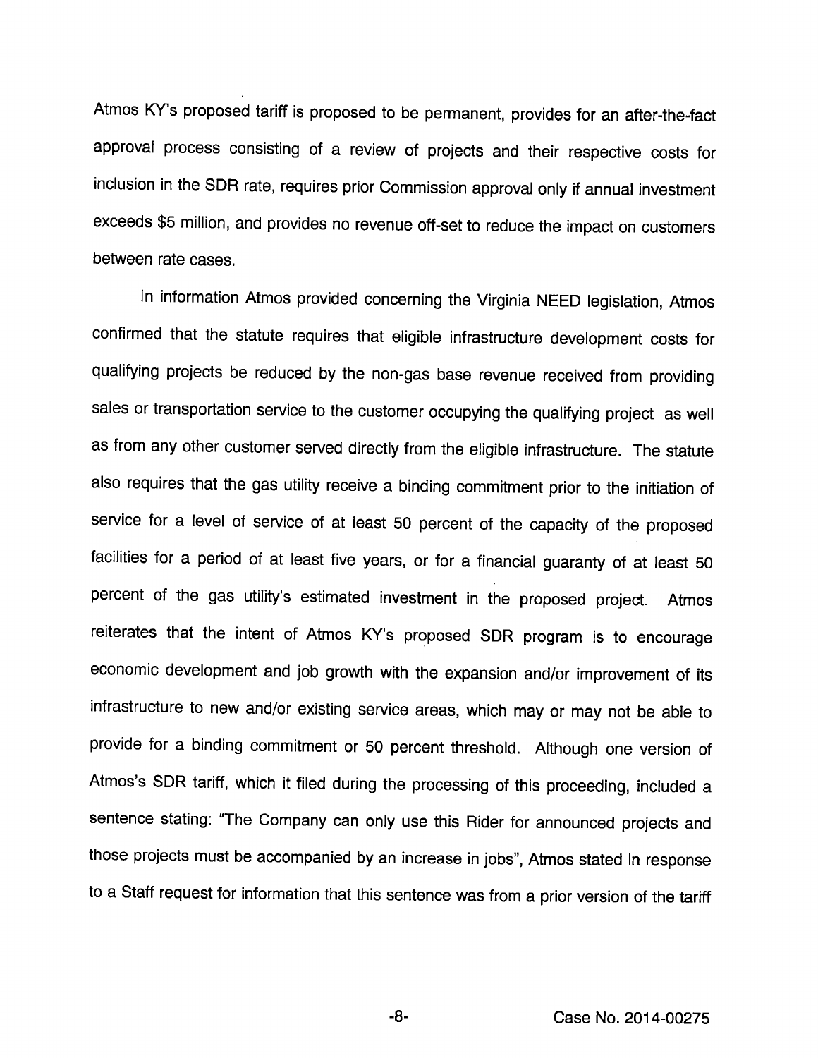Atmos KY's proposed tariff is proposed to be permanent, provides for an after-the-fact approval process consisting of a review of projects and their respective costs for inclusion in the SDR rate, requires prior Commission approval only if annual investment exceeds $5 million, and provides no revenue off-set to reduce the impact on customers between rate cases.

In information Atmos provided concerning the Virginia NEED legislation, Atmos confirmed that the statute requires that eligible infrastructure development costs for qualifying projects be reduced by the non-gas base revenue received from providing sales or transportation service to the customer occupying the qualifying project as well as from any other customer served directly from the eligible infrastructure. The statute also requires that the gas utility receive a binding commitment prior to the initiation of service for a level of service of at least 50 percent of the capacity of the proposed facilities for a period of at least five years, or for a financial guaranty of at least 50 percent of the gas utility's estimated investment in the proposed project. Atmos reiterates that the intent of Atmos KY's proposed SDR program is to encourage economic development and job growth with the expansion and/or improvement of its infrastructure to new and/or existing service areas, which may or may not be able to provide for a binding commitment or 50 percent threshold. Although one version of Atmos's SDR tariff, which it filed during the processing of this proceeding, included a sentence stating: "The Company can only use this Rider for announced projects and those projects must be accompanied by an increase in jobs", Atmos stated in response to a Staff request for information that this sentence was from a prior version of the tariff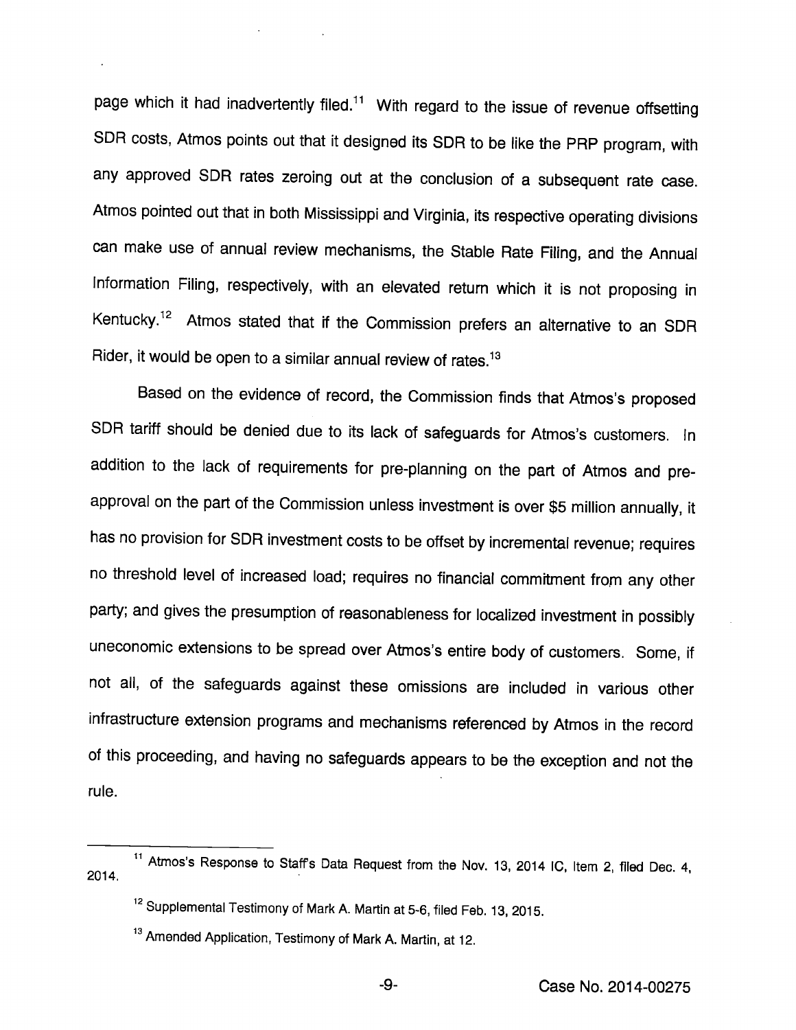page which it had inadvertently filed.[11] With regard to the issue of revenue offsetting SDR costs, Atmos points out that it designed its SDR to be like the PRP program, with any approved SDR rates zeroing out at the conclusion of a subsequent rate case. Atmos pointed out that in both Mississippi and Virginia, its respective operating divisions can make use of annual review mechanisms, the Stable Rate Filing, and the Annual Information Filing, respectively, with an elevated return which it is not proposing in Kentucky.[12] Atmos stated that if the Commission prefers an alternative to an SDR Rider, it would be open to a similar annual review of rates.[13]

Based on the evidence of record, the Commission finds that Atmos's proposed SDR tariff should be denied due to its lack of safeguards for Atmos's customers. In addition to the lack of requirements for pre-planning on the part of Atmos and pre-approval on the part of the Commission unless investment is over $5 million annually, it has no provision for SDR investment costs to be offset by incremental revenue; requires no threshold level of increased load; requires no financial commitment from any other party; and gives the presumption of reasonableness for localized investment in possibly uneconomic extensions to be spread over Atmos's entire body of customers. Some, if not all, of the safeguards against these omissions are included in various other infrastructure extension programs and mechanisms referenced by Atmos in the record of this proceeding, and having no safeguards appears to be the exception and not the rule.

---

[11] Atmos's Response to Staff's Data Request from the Nov. 13, 2014 IC, Item 2, filed Dec. 4, 2014.

[12] Supplemental Testimony of Mark A. Martin at 5-6, filed Feb. 13, 2015.

[13] Amended Application, Testimony of Mark A. Martin, at 12.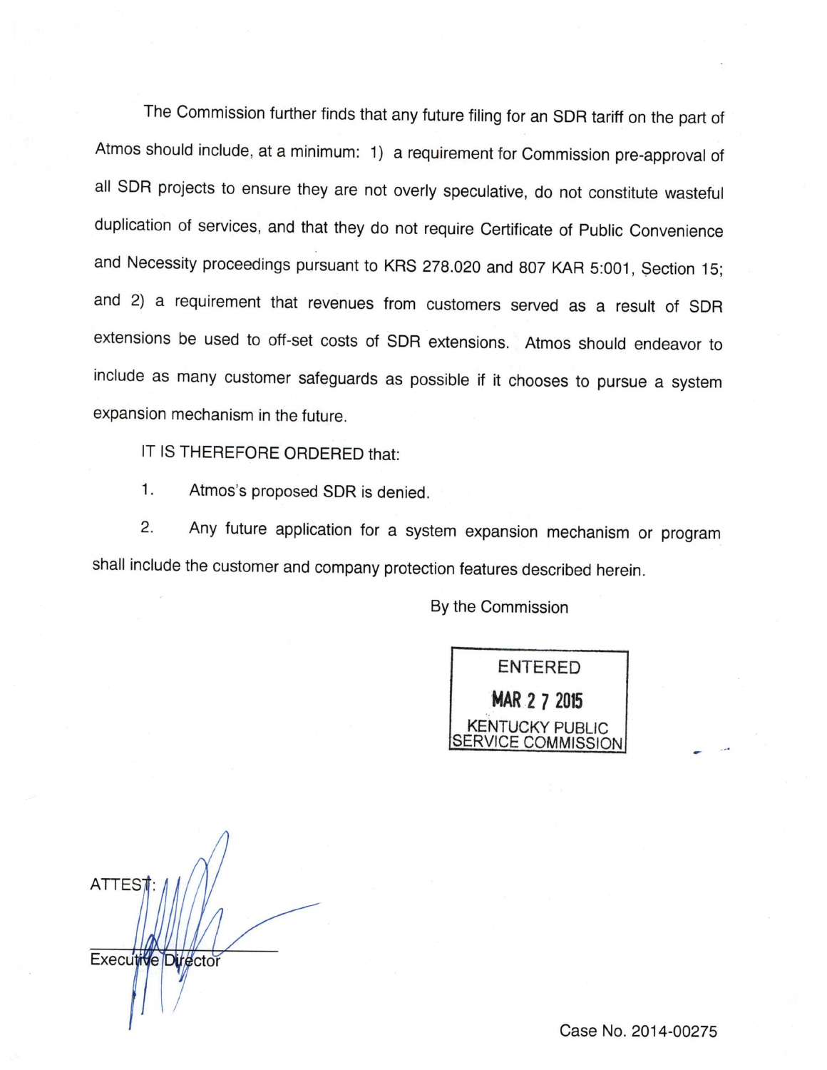The Commission further finds that any future filing for an SDR tariff on the part of Atmos should include, at a minimum: 1) a requirement for Commission pre-approval of all SDR projects to ensure they are not overly speculative, do not constitute wasteful duplication of services, and that they do not require Certificate of Public Convenience and Necessity proceedings pursuant to KRS 278.020 and 807 KAR 5:001, Section 15; and 2) a requirement that revenues from customers served as a result of SDR extensions be used to off-set costs of SDR extensions. Atmos should endeavor to include as many customer safeguards as possible if it chooses to pursue a system expansion mechanism in the future.

IT IS THEREFORE ORDERED that:

1. Atmos's proposed SDR is denied.

2. Any future application for a system expansion mechanism or program shall include the customer and company protection features described herein.

By the Commission

ENTERED

MAR 27 2015

KENTUCKY PUBLIC SERVICE COMMISSION

ATTEST:

Executive Director

Case No. 2014-00275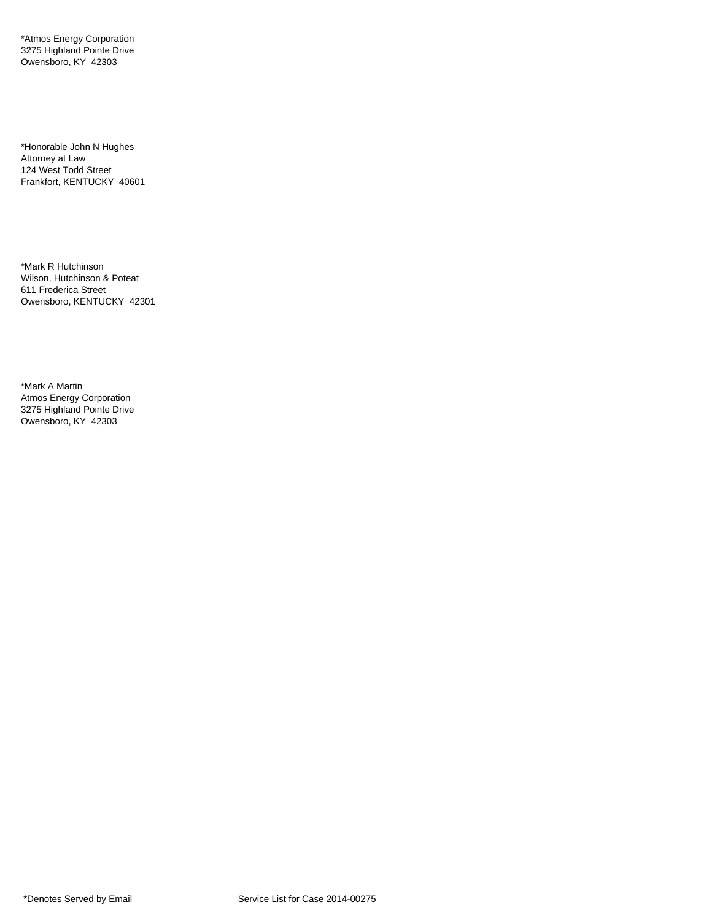*Atmos Energy Corporation
3275 Highland Pointe Drive
Owensboro, KY  42303

*Honorable John N Hughes
Attorney at Law
124 West Todd Street
Frankfort, KENTUCKY  40601

*Mark R Hutchinson
Wilson, Hutchinson & Poteat
611 Frederica Street
Owensboro, KENTUCKY  42301

*Mark A Martin
Atmos Energy Corporation
3275 Highland Pointe Drive
Owensboro, KY  42303

*Denotes Served by Email

Service List for Case 2014-00275